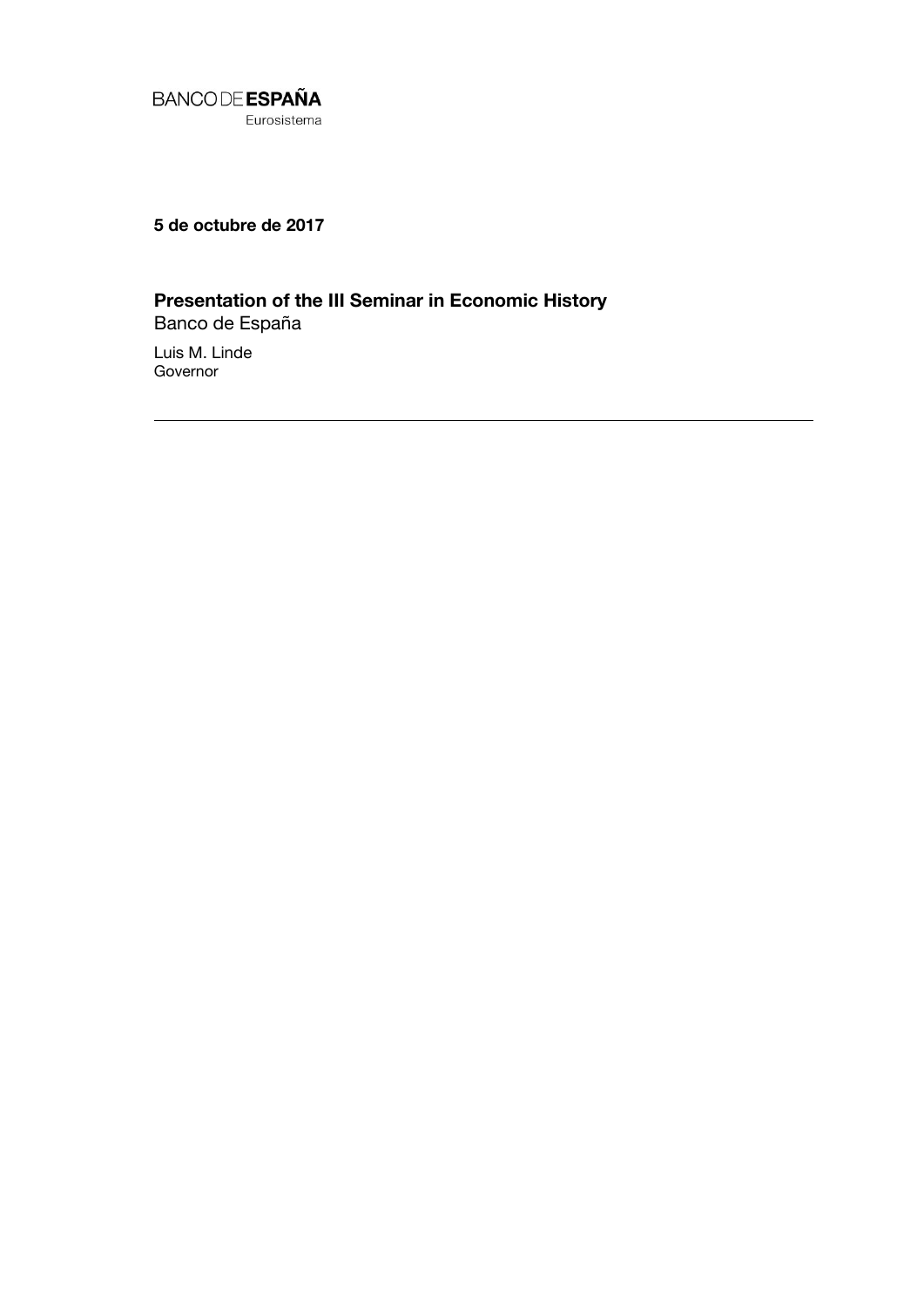BANCO DE **ESPAÑA**
Eurosistema

**5 de octubre de 2017**

# Presentation of the III Seminar in Economic History

Banco de España

Luis M. Linde
Governor

---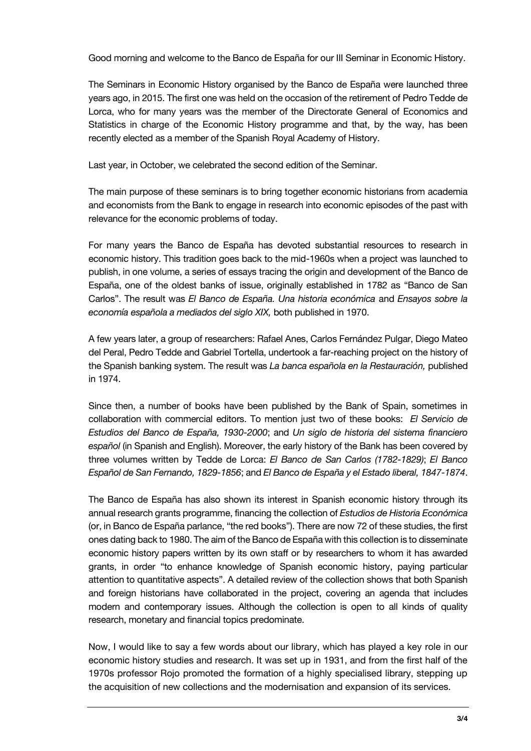Good morning and welcome to the Banco de España for our III Seminar in Economic History.

The Seminars in Economic History organised by the Banco de España were launched three years ago, in 2015. The first one was held on the occasion of the retirement of Pedro Tedde de Lorca, who for many years was the member of the Directorate General of Economics and Statistics in charge of the Economic History programme and that, by the way, has been recently elected as a member of the Spanish Royal Academy of History.

Last year, in October, we celebrated the second edition of the Seminar.

The main purpose of these seminars is to bring together economic historians from academia and economists from the Bank to engage in research into economic episodes of the past with relevance for the economic problems of today.

For many years the Banco de España has devoted substantial resources to research in economic history. This tradition goes back to the mid-1960s when a project was launched to publish, in one volume, a series of essays tracing the origin and development of the Banco de España, one of the oldest banks of issue, originally established in 1782 as "Banco de San Carlos". The result was *El Banco de España. Una historia económica* and *Ensayos sobre la economía española a mediados del siglo XIX,* both published in 1970.

A few years later, a group of researchers: Rafael Anes, Carlos Fernández Pulgar, Diego Mateo del Peral, Pedro Tedde and Gabriel Tortella, undertook a far-reaching project on the history of the Spanish banking system. The result was *La banca española en la Restauración,* published in 1974.

Since then, a number of books have been published by the Bank of Spain, sometimes in collaboration with commercial editors. To mention just two of these books: *El Servicio de Estudios del Banco de España, 1930-2000*; and *Un siglo de historia del sistema financiero español* (in Spanish and English). Moreover, the early history of the Bank has been covered by three volumes written by Tedde de Lorca: *El Banco de San Carlos (1782-1829)*; *El Banco Español de San Fernando, 1829-1856*; and *El Banco de España y el Estado liberal, 1847-1874*.

The Banco de España has also shown its interest in Spanish economic history through its annual research grants programme, financing the collection of *Estudios de Historia Económica* (or, in Banco de España parlance, "the red books"). There are now 72 of these studies, the first ones dating back to 1980. The aim of the Banco de España with this collection is to disseminate economic history papers written by its own staff or by researchers to whom it has awarded grants, in order "to enhance knowledge of Spanish economic history, paying particular attention to quantitative aspects". A detailed review of the collection shows that both Spanish and foreign historians have collaborated in the project, covering an agenda that includes modern and contemporary issues. Although the collection is open to all kinds of quality research, monetary and financial topics predominate.

Now, I would like to say a few words about our library, which has played a key role in our economic history studies and research. It was set up in 1931, and from the first half of the 1970s professor Rojo promoted the formation of a highly specialised library, stepping up the acquisition of new collections and the modernisation and expansion of its services.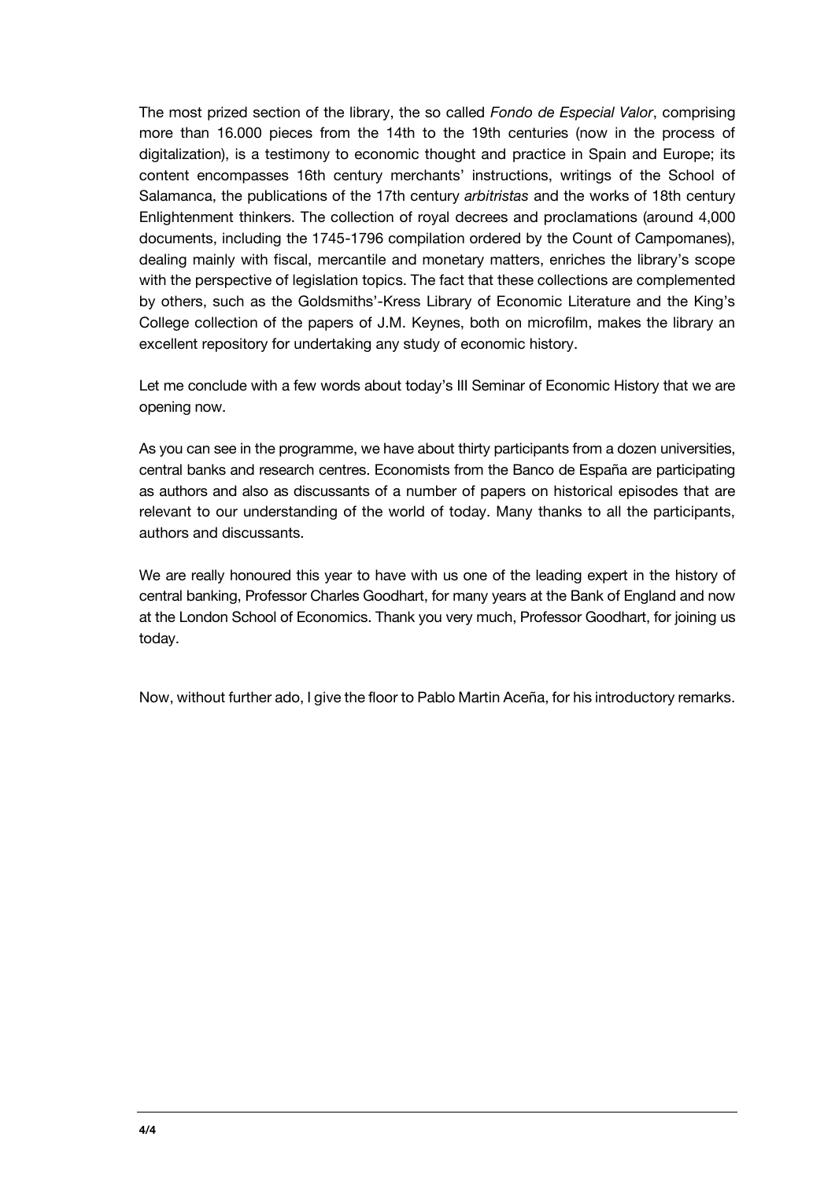The most prized section of the library, the so called *Fondo de Especial Valor*, comprising more than 16.000 pieces from the 14th to the 19th centuries (now in the process of digitalization), is a testimony to economic thought and practice in Spain and Europe; its content encompasses 16th century merchants' instructions, writings of the School of Salamanca, the publications of the 17th century *arbitristas* and the works of 18th century Enlightenment thinkers. The collection of royal decrees and proclamations (around 4,000 documents, including the 1745-1796 compilation ordered by the Count of Campomanes), dealing mainly with fiscal, mercantile and monetary matters, enriches the library's scope with the perspective of legislation topics. The fact that these collections are complemented by others, such as the Goldsmiths'-Kress Library of Economic Literature and the King's College collection of the papers of J.M. Keynes, both on microfilm, makes the library an excellent repository for undertaking any study of economic history.

Let me conclude with a few words about today's III Seminar of Economic History that we are opening now.

As you can see in the programme, we have about thirty participants from a dozen universities, central banks and research centres. Economists from the Banco de España are participating as authors and also as discussants of a number of papers on historical episodes that are relevant to our understanding of the world of today. Many thanks to all the participants, authors and discussants.

We are really honoured this year to have with us one of the leading expert in the history of central banking, Professor Charles Goodhart, for many years at the Bank of England and now at the London School of Economics. Thank you very much, Professor Goodhart, for joining us today.

Now, without further ado, I give the floor to Pablo Martin Aceña, for his introductory remarks.